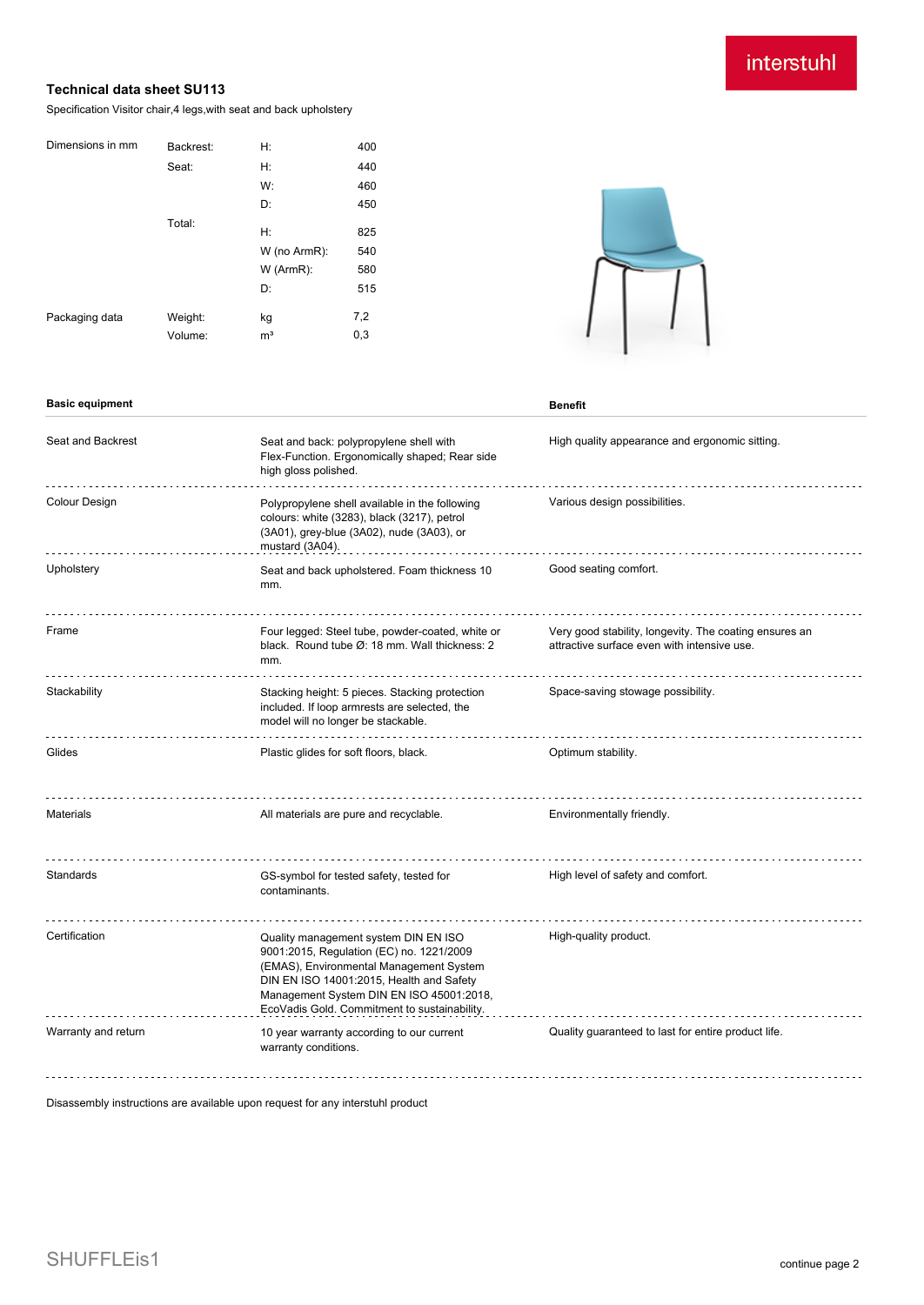interstuhl

# Technical data sheet SU113

Specification Visitor chair,4 legs,with seat and back upholstery

| | | | |
|---|---|---|---|
| Dimensions in mm | Backrest: | H: | 400 |
| | Seat: | H: | 440 |
| | | W: | 460 |
| | | D: | 450 |
| | Total: | H: | 825 |
| | | W (no ArmR): | 540 |
| | | W (ArmR): | 580 |
| | | D: | 515 |
| Packaging data | Weight: | kg | 7,2 |
| | Volume: | m³ | 0,3 |

| Basic equipment | | Benefit |
|---|---|---|
| Seat and Backrest | Seat and back: polypropylene shell with Flex-Function. Ergonomically shaped; Rear side high gloss polished. | High quality appearance and ergonomic sitting. |
| Colour Design | Polypropylene shell available in the following colours: white (3283), black (3217), petrol (3A01), grey-blue (3A02), nude (3A03), or mustard (3A04). | Various design possibilities. |
| Upholstery | Seat and back upholstered. Foam thickness 10 mm. | Good seating comfort. |
| Frame | Four legged: Steel tube, powder-coated, white or black. Round tube Ø: 18 mm. Wall thickness: 2 mm. | Very good stability, longevity. The coating ensures an attractive surface even with intensive use. |
| Stackability | Stacking height: 5 pieces. Stacking protection included. If loop armrests are selected, the model will no longer be stackable. | Space-saving stowage possibility. |
| Glides | Plastic glides for soft floors, black. | Optimum stability. |
| Materials | All materials are pure and recyclable. | Environmentally friendly. |
| Standards | GS-symbol for tested safety, tested for contaminants. | High level of safety and comfort. |
| Certification | Quality management system DIN EN ISO 9001:2015, Regulation (EC) no. 1221/2009 (EMAS), Environmental Management System DIN EN ISO 14001:2015, Health and Safety Management System DIN EN ISO 45001:2018, EcoVadis Gold. Commitment to sustainability. | High-quality product. |
| Warranty and return | 10 year warranty according to our current warranty conditions. | Quality guaranteed to last for entire product life. |

Disassembly instructions are available upon request for any interstuhl product

SHUFFLEis1

continue page 2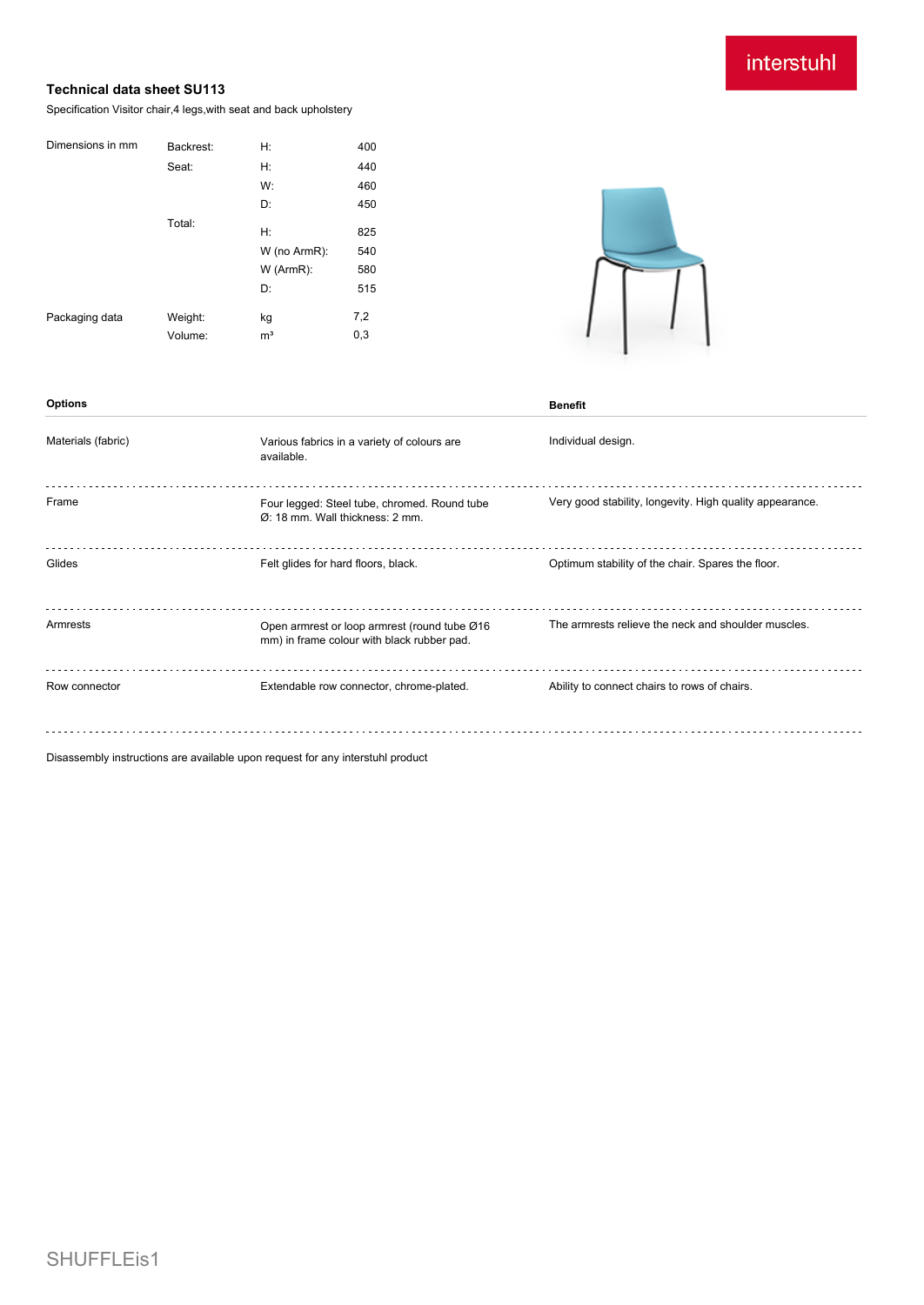interstuhl

## Technical data sheet SU113

Specification Visitor chair,4 legs,with seat and back upholstery

| | | | |
|---|---|---|---|
| Dimensions in mm | Backrest: | H: | 400 |
| | Seat: | H: | 440 |
| | | W: | 460 |
| | | D: | 450 |
| | Total: | H: | 825 |
| | | W (no ArmR): | 540 |
| | | W (ArmR): | 580 |
| | | D: | 515 |
| Packaging data | Weight: | kg | 7,2 |
| | Volume: | m³ | 0,3 |

| **Options** | | **Benefit** |
|---|---|---|
| Materials (fabric) | Various fabrics in a variety of colours are available. | Individual design. |
| Frame | Four legged: Steel tube, chromed. Round tube Ø: 18 mm. Wall thickness: 2 mm. | Very good stability, longevity. High quality appearance. |
| Glides | Felt glides for hard floors, black. | Optimum stability of the chair. Spares the floor. |
| Armrests | Open armrest or loop armrest (round tube Ø16 mm) in frame colour with black rubber pad. | The armrests relieve the neck and shoulder muscles. |
| Row connector | Extendable row connector, chrome-plated. | Ability to connect chairs to rows of chairs. |

Disassembly instructions are available upon request for any interstuhl product

SHUFFLEis1